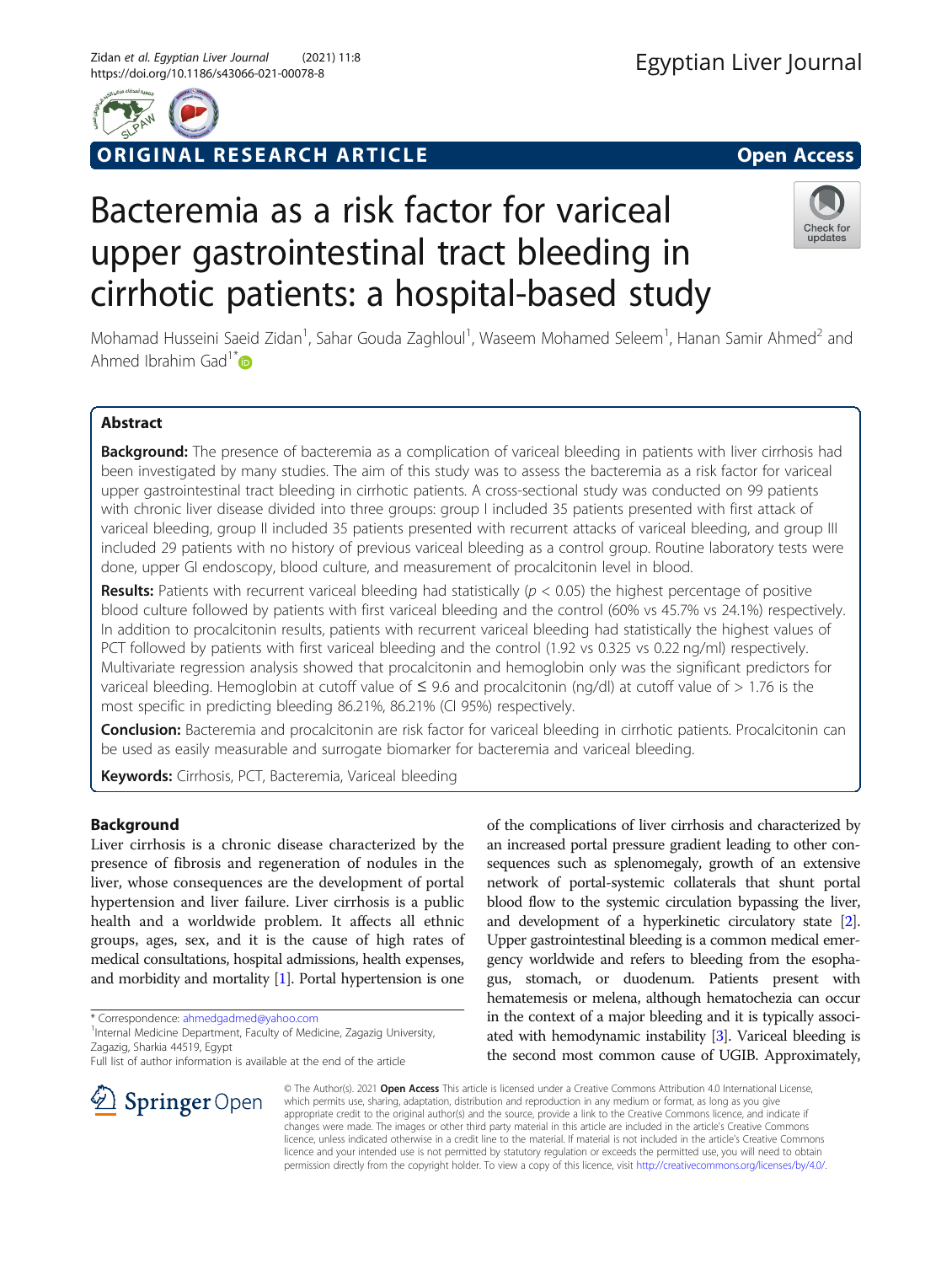ORIGINAL RESEARCH ARTICLE

Open Access

# Bacteremia as a risk factor for variceal upper gastrointestinal tract bleeding in cirrhotic patients: a hospital-based study

Mohamad Husseini Saeid Zidan[1], Sahar Gouda Zaghloul[1], Waseem Mohamed Seleem[1], Hanan Samir Ahmed[2] and Ahmed Ibrahim Gad[1*]

## Abstract

**Background:** The presence of bacteremia as a complication of variceal bleeding in patients with liver cirrhosis had been investigated by many studies. The aim of this study was to assess the bacteremia as a risk factor for variceal upper gastrointestinal tract bleeding in cirrhotic patients. A cross-sectional study was conducted on 99 patients with chronic liver disease divided into three groups: group I included 35 patients presented with first attack of variceal bleeding, group II included 35 patients presented with recurrent attacks of variceal bleeding, and group III included 29 patients with no history of previous variceal bleeding as a control group. Routine laboratory tests were done, upper GI endoscopy, blood culture, and measurement of procalcitonin level in blood.

**Results:** Patients with recurrent variceal bleeding had statistically ($p < 0.05$) the highest percentage of positive blood culture followed by patients with first variceal bleeding and the control (60% vs 45.7% vs 24.1%) respectively. In addition to procalcitonin results, patients with recurrent variceal bleeding had statistically the highest values of PCT followed by patients with first variceal bleeding and the control (1.92 vs 0.325 vs 0.22 ng/ml) respectively. Multivariate regression analysis showed that procalcitonin and hemoglobin only was the significant predictors for variceal bleeding. Hemoglobin at cutoff value of ≤ 9.6 and procalcitonin (ng/dl) at cutoff value of > 1.76 is the most specific in predicting bleeding 86.21%, 86.21% (CI 95%) respectively.

**Conclusion:** Bacteremia and procalcitonin are risk factor for variceal bleeding in cirrhotic patients. Procalcitonin can be used as easily measurable and surrogate biomarker for bacteremia and variceal bleeding.

**Keywords:** Cirrhosis, PCT, Bacteremia, Variceal bleeding

## Background

Liver cirrhosis is a chronic disease characterized by the presence of fibrosis and regeneration of nodules in the liver, whose consequences are the development of portal hypertension and liver failure. Liver cirrhosis is a public health and a worldwide problem. It affects all ethnic groups, ages, sex, and it is the cause of high rates of medical consultations, hospital admissions, health expenses, and morbidity and mortality [1]. Portal hypertension is one of the complications of liver cirrhosis and characterized by an increased portal pressure gradient leading to other consequences such as splenomegaly, growth of an extensive network of portal-systemic collaterals that shunt portal blood flow to the systemic circulation bypassing the liver, and development of a hyperkinetic circulatory state [2]. Upper gastrointestinal bleeding is a common medical emergency worldwide and refers to bleeding from the esophagus, stomach, or duodenum. Patients present with hematemesis or melena, although hematochezia can occur in the context of a major bleeding and it is typically associated with hemodynamic instability [3]. Variceal bleeding is the second most common cause of UGIB. Approximately,

* Correspondence: ahmedgadmed@yahoo.com
[1]Internal Medicine Department, Faculty of Medicine, Zagazig University, Zagazig, Sharkia 44519, Egypt
Full list of author information is available at the end of the article

© The Author(s). 2021 **Open Access** This article is licensed under a Creative Commons Attribution 4.0 International License, which permits use, sharing, adaptation, distribution and reproduction in any medium or format, as long as you give appropriate credit to the original author(s) and the source, provide a link to the Creative Commons licence, and indicate if changes were made. The images or other third party material in this article are included in the article's Creative Commons licence, unless indicated otherwise in a credit line to the material. If material is not included in the article's Creative Commons licence and your intended use is not permitted by statutory regulation or exceeds the permitted use, you will need to obtain permission directly from the copyright holder. To view a copy of this licence, visit http://creativecommons.org/licenses/by/4.0/.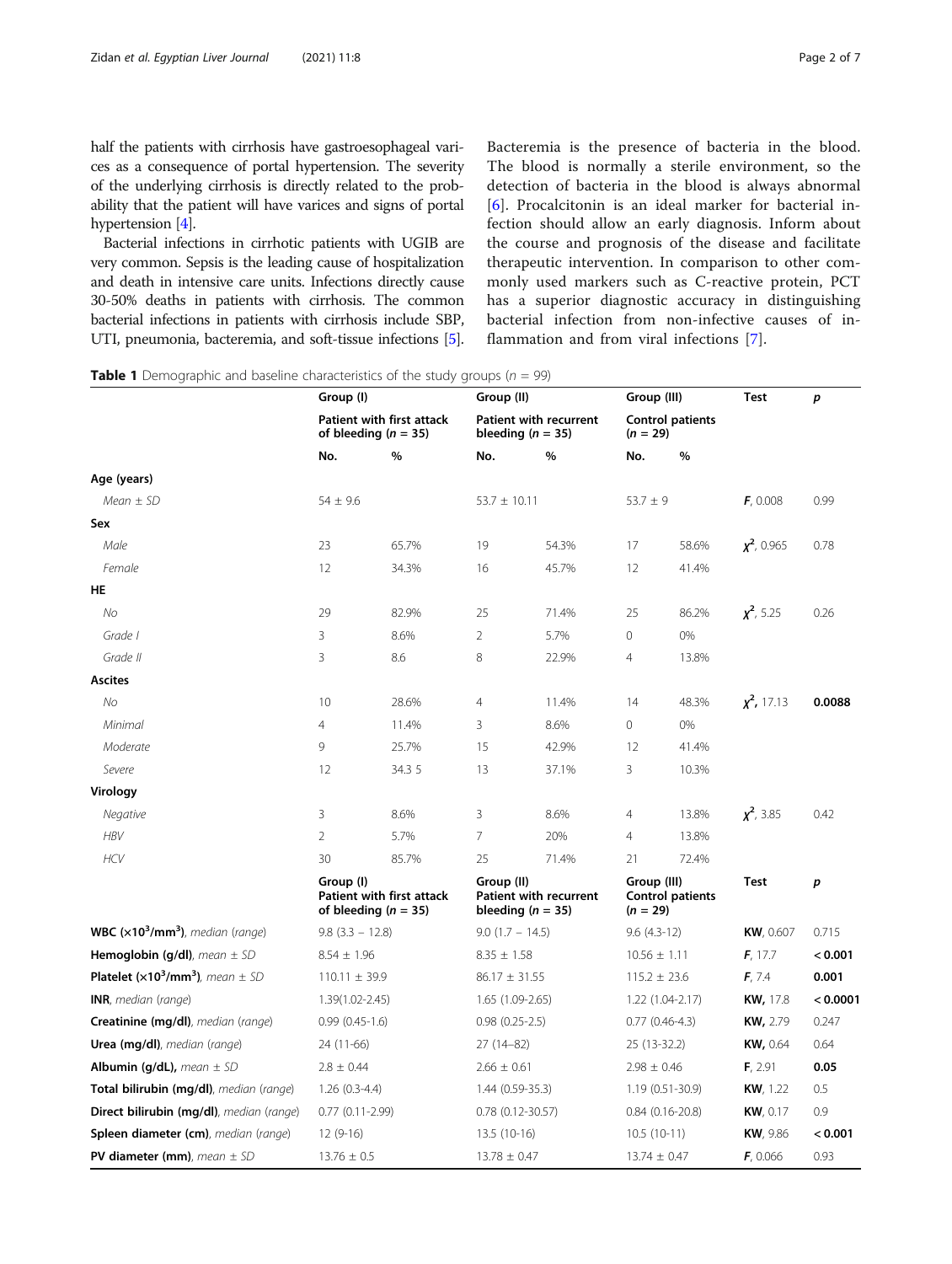half the patients with cirrhosis have gastroesophageal varices as a consequence of portal hypertension. The severity of the underlying cirrhosis is directly related to the probability that the patient will have varices and signs of portal hypertension [4].

Bacterial infections in cirrhotic patients with UGIB are very common. Sepsis is the leading cause of hospitalization and death in intensive care units. Infections directly cause 30-50% deaths in patients with cirrhosis. The common bacterial infections in patients with cirrhosis include SBP, UTI, pneumonia, bacteremia, and soft-tissue infections [5].

Bacteremia is the presence of bacteria in the blood. The blood is normally a sterile environment, so the detection of bacteria in the blood is always abnormal [6]. Procalcitonin is an ideal marker for bacterial infection should allow an early diagnosis. Inform about the course and prognosis of the disease and facilitate therapeutic intervention. In comparison to other commonly used markers such as C-reactive protein, PCT has a superior diagnostic accuracy in distinguishing bacterial infection from non-infective causes of inflammation and from viral infections [7].

**Table 1** Demographic and baseline characteristics of the study groups ($n$ = 99)

| | Group (I) Patient with first attack of bleeding ($n$ = 35) | | Group (II) Patient with recurrent bleeding ($n$ = 35) | | Group (III) Control patients ($n$ = 29) | | Test | $p$ |
|---|---|---|---|---|---|---|---|---|
| | No. | % | No. | % | No. | % | | |
| **Age (years)** | | | | | | | | |
| *Mean ± SD* | 54 ± 9.6 | | 53.7 ± 10.11 | | 53.7 ± 9 | | ***F***, 0.008 | 0.99 |
| **Sex** | | | | | | | | |
| *Male* | 23 | 65.7% | 19 | 54.3% | 17 | 58.6% | $\chi^2$, 0.965 | 0.78 |
| *Female* | 12 | 34.3% | 16 | 45.7% | 12 | 41.4% | | |
| **HE** | | | | | | | | |
| *No* | 29 | 82.9% | 25 | 71.4% | 25 | 86.2% | $\chi^2$, 5.25 | 0.26 |
| *Grade I* | 3 | 8.6% | 2 | 5.7% | 0 | 0% | | |
| *Grade II* | 3 | 8.6 | 8 | 22.9% | 4 | 13.8% | | |
| **Ascites** | | | | | | | | |
| *No* | 10 | 28.6% | 4 | 11.4% | 14 | 48.3% | $\chi^2$, 17.13 | **0.0088** |
| *Minimal* | 4 | 11.4% | 3 | 8.6% | 0 | 0% | | |
| *Moderate* | 9 | 25.7% | 15 | 42.9% | 12 | 41.4% | | |
| *Severe* | 12 | 34.3 5 | 13 | 37.1% | 3 | 10.3% | | |
| **Virology** | | | | | | | | |
| *Negative* | 3 | 8.6% | 3 | 8.6% | 4 | 13.8% | $\chi^2$, 3.85 | 0.42 |
| *HBV* | 2 | 5.7% | 7 | 20% | 4 | 13.8% | | |
| *HCV* | 30 | 85.7% | 25 | 71.4% | 21 | 72.4% | | |
| | **Group (I) Patient with first attack of bleeding ($n$ = 35)** | | **Group (II) Patient with recurrent bleeding ($n$ = 35)** | | **Group (III) Control patients ($n$ = 29)** | | **Test** | $p$ |
| **WBC ($\times10^3$/mm$^3$)**, *median (range)* | 9.8 (3.3 – 12.8) | | 9.0 (1.7 – 14.5) | | 9.6 (4.3-12) | | **KW**, 0.607 | 0.715 |
| **Hemoglobin (g/dl)**, *mean ± SD* | 8.54 ± 1.96 | | 8.35 ± 1.58 | | 10.56 ± 1.11 | | ***F***, 17.7 | **< 0.001** |
| **Platelet ($\times10^3$/mm$^3$)**, *mean ± SD* | 110.11 ± 39.9 | | 86.17 ± 31.55 | | 115.2 ± 23.6 | | ***F***, 7.4 | **0.001** |
| **INR**, *median (range)* | 1.39(1.02-2.45) | | 1.65 (1.09-2.65) | | 1.22 (1.04-2.17) | | **KW**, 17.8 | **< 0.0001** |
| **Creatinine (mg/dl)**, *median (range)* | 0.99 (0.45-1.6) | | 0.98 (0.25-2.5) | | 0.77 (0.46-4.3) | | **KW**, 2.79 | 0.247 |
| **Urea (mg/dl)**, *median (range)* | 24 (11-66) | | 27 (14–82) | | 25 (13-32.2) | | **KW**, 0.64 | 0.64 |
| **Albumin (g/dL),** *mean ± SD* | 2.8 ± 0.44 | | 2.66 ± 0.61 | | 2.98 ± 0.46 | | ***F***, 2.91 | **0.05** |
| **Total bilirubin (mg/dl)**, *median (range)* | 1.26 (0.3-4.4) | | 1.44 (0.59-35.3) | | 1.19 (0.51-30.9) | | **KW**, 1.22 | 0.5 |
| **Direct bilirubin (mg/dl)**, *median (range)* | 0.77 (0.11-2.99) | | 0.78 (0.12-30.57) | | 0.84 (0.16-20.8) | | **KW**, 0.17 | 0.9 |
| **Spleen diameter (cm)**, *median (range)* | 12 (9-16) | | 13.5 (10-16) | | 10.5 (10-11) | | **KW**, 9.86 | **< 0.001** |
| **PV diameter (mm)**, *mean ± SD* | 13.76 ± 0.5 | | 13.78 ± 0.47 | | 13.74 ± 0.47 | | ***F***, 0.066 | 0.93 |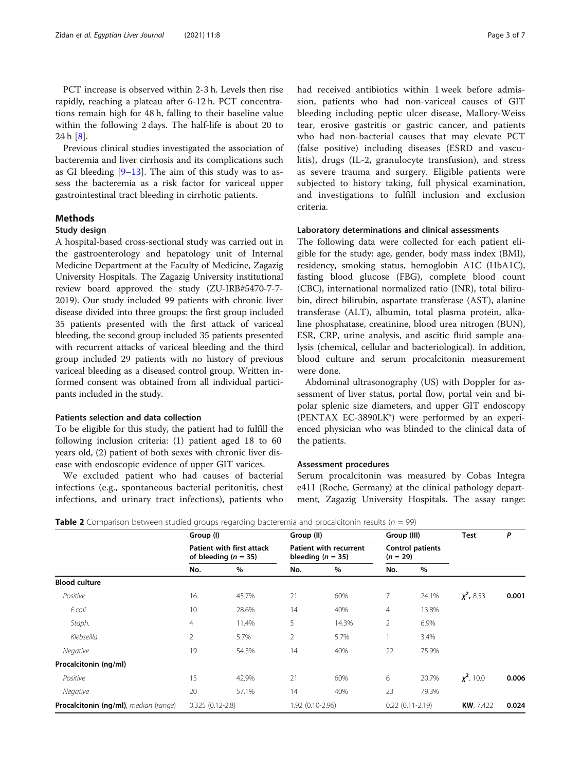PCT increase is observed within 2-3 h. Levels then rise rapidly, reaching a plateau after 6-12 h. PCT concentrations remain high for 48 h, falling to their baseline value within the following 2 days. The half-life is about 20 to 24 h [8].

Previous clinical studies investigated the association of bacteremia and liver cirrhosis and its complications such as GI bleeding [9–13]. The aim of this study was to assess the bacteremia as a risk factor for variceal upper gastrointestinal tract bleeding in cirrhotic patients.

## Methods

### Study design

A hospital-based cross-sectional study was carried out in the gastroenterology and hepatology unit of Internal Medicine Department at the Faculty of Medicine, Zagazig University Hospitals. The Zagazig University institutional review board approved the study (ZU-IRB#5470-7-7-2019). Our study included 99 patients with chronic liver disease divided into three groups: the first group included 35 patients presented with the first attack of variceal bleeding, the second group included 35 patients presented with recurrent attacks of variceal bleeding and the third group included 29 patients with no history of previous variceal bleeding as a diseased control group. Written informed consent was obtained from all individual participants included in the study.

### Patients selection and data collection

To be eligible for this study, the patient had to fulfill the following inclusion criteria: (1) patient aged 18 to 60 years old, (2) patient of both sexes with chronic liver disease with endoscopic evidence of upper GIT varices.

We excluded patient who had causes of bacterial infections (e.g., spontaneous bacterial peritonitis, chest infections, and urinary tract infections), patients who had received antibiotics within 1 week before admission, patients who had non-variceal causes of GIT bleeding including peptic ulcer disease, Mallory-Weiss tear, erosive gastritis or gastric cancer, and patients who had non-bacterial causes that may elevate PCT (false positive) including diseases (ESRD and vasculitis), drugs (IL-2, granulocyte transfusion), and stress as severe trauma and surgery. Eligible patients were subjected to history taking, full physical examination, and investigations to fulfill inclusion and exclusion criteria.

### Laboratory determinations and clinical assessments

The following data were collected for each patient eligible for the study: age, gender, body mass index (BMI), residency, smoking status, hemoglobin A1C (HbA1C), fasting blood glucose (FBG), complete blood count (CBC), international normalized ratio (INR), total bilirubin, direct bilirubin, aspartate transferase (AST), alanine transferase (ALT), albumin, total plasma protein, alkaline phosphatase, creatinine, blood urea nitrogen (BUN), ESR, CRP, urine analysis, and ascitic fluid sample analysis (chemical, cellular and bacteriological). In addition, blood culture and serum procalcitonin measurement were done.

Abdominal ultrasonography (US) with Doppler for assessment of liver status, portal flow, portal vein and bipolar splenic size diameters, and upper GIT endoscopy (PENTAX EC-3890LK®) were performed by an experienced physician who was blinded to the clinical data of the patients.

### Assessment procedures

Serum procalcitonin was measured by Cobas Integra e411 (Roche, Germany) at the clinical pathology department, Zagazig University Hospitals. The assay range:

**Table 2** Comparison between studied groups regarding bacteremia and procalcitonin results ($n$ = 99)

| | Group (I) | | Group (II) | | Group (III) | | Test | *P* |
|---|---|---|---|---|---|---|---|---|
| | Patient with first attack of bleeding ($n$ = 35) | | Patient with recurrent bleeding ($n$ = 35) | | Control patients ($n$ = 29) | | | |
| | No. | % | No. | % | No. | % | | |
| **Blood culture** | | | | | | | | |
| *Positive* | 16 | 45.7% | 21 | 60% | 7 | 24.1% | $\chi^2$, 8.53 | **0.001** |
| *E.coli* | 10 | 28.6% | 14 | 40% | 4 | 13.8% | | |
| *Staph.* | 4 | 11.4% | 5 | 14.3% | 2 | 6.9% | | |
| *Klebseilla* | 2 | 5.7% | 2 | 5.7% | 1 | 3.4% | | |
| *Negative* | 19 | 54.3% | 14 | 40% | 22 | 75.9% | | |
| **Procalcitonin (ng/ml)** | | | | | | | | |
| *Positive* | 15 | 42.9% | 21 | 60% | 6 | 20.7% | $\chi^2$, 10.0 | **0.006** |
| *Negative* | 20 | 57.1% | 14 | 40% | 23 | 79.3% | | |
| **Procalcitonin (ng/ml)**, *median (range)* | 0.325 (0.12-2.8) | | 1.92 (0.10-2.96) | | 0.22 (0.11-2.19) | | **KW**, 7.422 | **0.024** |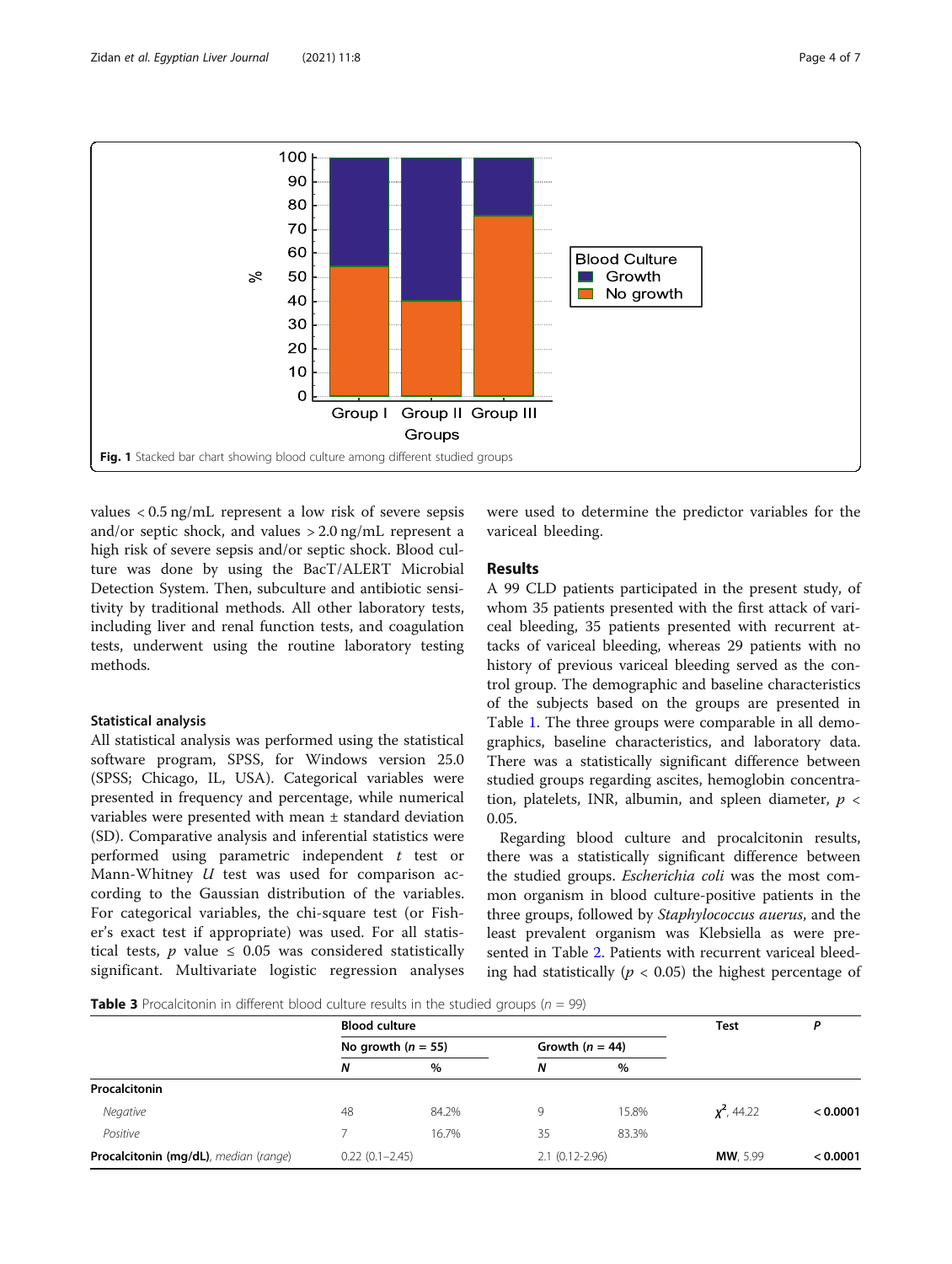Fig. 1 Stacked bar chart showing blood culture among different studied groups

values < 0.5 ng/mL represent a low risk of severe sepsis and/or septic shock, and values > 2.0 ng/mL represent a high risk of severe sepsis and/or septic shock. Blood culture was done by using the BacT/ALERT Microbial Detection System. Then, subculture and antibiotic sensitivity by traditional methods. All other laboratory tests, including liver and renal function tests, and coagulation tests, underwent using the routine laboratory testing methods.

### Statistical analysis

All statistical analysis was performed using the statistical software program, SPSS, for Windows version 25.0 (SPSS; Chicago, IL, USA). Categorical variables were presented in frequency and percentage, while numerical variables were presented with mean ± standard deviation (SD). Comparative analysis and inferential statistics were performed using parametric independent *t* test or Mann-Whitney *U* test was used for comparison according to the Gaussian distribution of the variables. For categorical variables, the chi-square test (or Fisher's exact test if appropriate) was used. For all statistical tests, $p$ value $\leq$ 0.05 was considered statistically significant. Multivariate logistic regression analyses were used to determine the predictor variables for the variceal bleeding.

## Results

A 99 CLD patients participated in the present study, of whom 35 patients presented with the first attack of variceal bleeding, 35 patients presented with recurrent attacks of variceal bleeding, whereas 29 patients with no history of previous variceal bleeding served as the control group. The demographic and baseline characteristics of the subjects based on the groups are presented in Table 1. The three groups were comparable in all demographics, baseline characteristics, and laboratory data. There was a statistically significant difference between studied groups regarding ascites, hemoglobin concentration, platelets, INR, albumin, and spleen diameter, $p$ < 0.05.

Regarding blood culture and procalcitonin results, there was a statistically significant difference between the studied groups. *Escherichia coli* was the most common organism in blood culture-positive patients in the three groups, followed by *Staphylococcus auerus*, and the least prevalent organism was Klebsiella as were presented in Table 2. Patients with recurrent variceal bleeding had statistically ($p$ < 0.05) the highest percentage of

**Table 3** Procalcitonin in different blood culture results in the studied groups ($n$ = 99)

| | Blood culture | | | | Test | P |
|---|---|---|---|---|---|---|
| | No growth ($n$ = 55) | | Growth ($n$ = 44) | | | |
| | N | % | N | % | | |
| **Procalcitonin** | | | | | | |
| *Negative* | 48 | 84.2% | 9 | 15.8% | $\chi^2$, 44.22 | < 0.0001 |
| *Positive* | 7 | 16.7% | 35 | 83.3% | | |
| **Procalcitonin (mg/dL)**, *median (range)* | 0.22 (0.1–2.45) | | 2.1 (0.12-2.96) | | **MW**, 5.99 | < 0.0001 |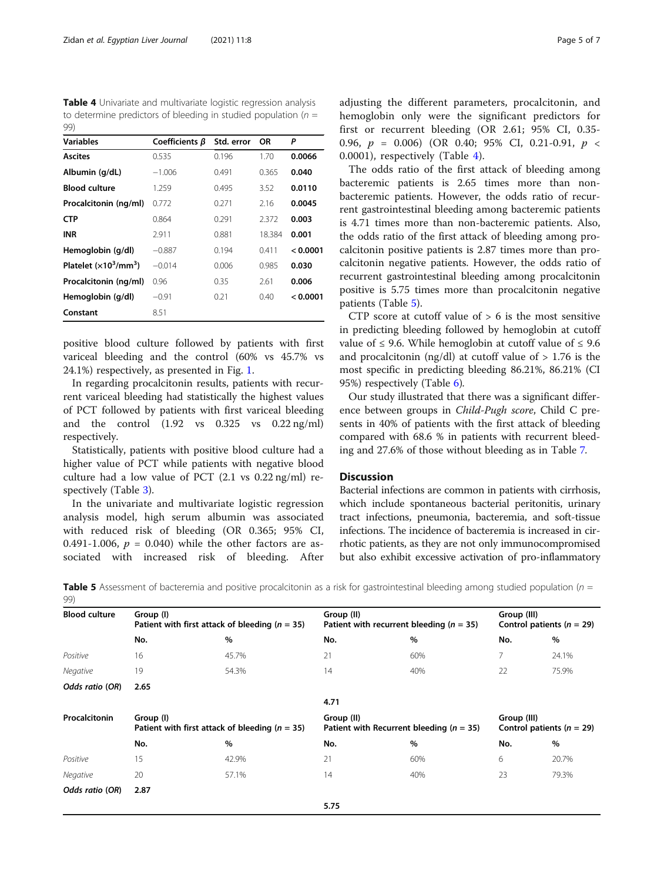**Table 4** Univariate and multivariate logistic regression analysis to determine predictors of bleeding in studied population ($n$ = 99)

| Variables | Coefficients β | Std. error | OR | P |
|---|---|---|---|---|
| **Ascites** | 0.535 | 0.196 | 1.70 | **0.0066** |
| **Albumin (g/dL)** | −1.006 | 0.491 | 0.365 | **0.040** |
| **Blood culture** | 1.259 | 0.495 | 3.52 | **0.0110** |
| **Procalcitonin (ng/ml)** | 0.772 | 0.271 | 2.16 | **0.0045** |
| **CTP** | 0.864 | 0.291 | 2.372 | **0.003** |
| **INR** | 2.911 | 0.881 | 18.384 | **0.001** |
| **Hemoglobin (g/dl)** | −0.887 | 0.194 | 0.411 | **< 0.0001** |
| **Platelet (×10$^3$/mm$^3$)** | −0.014 | 0.006 | 0.985 | **0.030** |
| **Procalcitonin (ng/ml)** | 0.96 | 0.35 | 2.61 | **0.006** |
| **Hemoglobin (g/dl)** | −0.91 | 0.21 | 0.40 | **< 0.0001** |
| **Constant** | 8.51 | | | |

positive blood culture followed by patients with first variceal bleeding and the control (60% vs 45.7% vs 24.1%) respectively, as presented in Fig. 1.

In regarding procalcitonin results, patients with recurrent variceal bleeding had statistically the highest values of PCT followed by patients with first variceal bleeding and the control (1.92 vs 0.325 vs 0.22 ng/ml) respectively.

Statistically, patients with positive blood culture had a higher value of PCT while patients with negative blood culture had a low value of PCT (2.1 vs 0.22 ng/ml) respectively (Table 3).

In the univariate and multivariate logistic regression analysis model, high serum albumin was associated with reduced risk of bleeding (OR 0.365; 95% CI, 0.491-1.006, $p$ = 0.040) while the other factors are associated with increased risk of bleeding. After adjusting the different parameters, procalcitonin, and hemoglobin only were the significant predictors for first or recurrent bleeding (OR 2.61; 95% CI, 0.35-0.96, $p$ = 0.006) (OR 0.40; 95% CI, 0.21-0.91, $p$ < 0.0001), respectively (Table 4).

The odds ratio of the first attack of bleeding among bacteremic patients is 2.65 times more than non-bacteremic patients. However, the odds ratio of recurrent gastrointestinal bleeding among bacteremic patients is 4.71 times more than non-bacteremic patients. Also, the odds ratio of the first attack of bleeding among procalcitonin positive patients is 2.87 times more than procalcitonin negative patients. However, the odds ratio of recurrent gastrointestinal bleeding among procalcitonin positive is 5.75 times more than procalcitonin negative patients (Table 5).

CTP score at cutoff value of > 6 is the most sensitive in predicting bleeding followed by hemoglobin at cutoff value of ≤ 9.6. While hemoglobin at cutoff value of ≤ 9.6 and procalcitonin (ng/dl) at cutoff value of > 1.76 is the most specific in predicting bleeding 86.21%, 86.21% (CI 95%) respectively (Table 6).

Our study illustrated that there was a significant difference between groups in *Child-Pugh score*, Child C presents in 40% of patients with the first attack of bleeding compared with 68.6 % in patients with recurrent bleeding and 27.6% of those without bleeding as in Table 7.

## Discussion

Bacterial infections are common in patients with cirrhosis, which include spontaneous bacterial peritonitis, urinary tract infections, pneumonia, bacteremia, and soft-tissue infections. The incidence of bacteremia is increased in cirrhotic patients, as they are not only immunocompromised but also exhibit excessive activation of pro-inflammatory

**Table 5** Assessment of bacteremia and positive procalcitonin as a risk for gastrointestinal bleeding among studied population ($n$ = 99)

| **Blood culture** | Group (I) Patient with first attack of bleeding ($n$ = 35) | | Group (II) Patient with recurrent bleeding ($n$ = 35) | | Group (III) Control patients ($n$ = 29) | |
|---|---|---|---|---|---|---|
| | No. | % | No. | % | No. | % |
| *Positive* | 16 | 45.7% | 21 | 60% | 7 | 24.1% |
| *Negative* | 19 | 54.3% | 14 | 40% | 22 | 75.9% |
| ***Odds ratio (OR)*** | **2.65** | | | | | |
| | | | **4.71** | | | |
| **Procalcitonin** | Group (I) Patient with first attack of bleeding ($n$ = 35) | | Group (II) Patient with Recurrent bleeding ($n$ = 35) | | Group (III) Control patients ($n$ = 29) | |
| | No. | % | No. | % | No. | % |
| *Positive* | 15 | 42.9% | 21 | 60% | 6 | 20.7% |
| *Negative* | 20 | 57.1% | 14 | 40% | 23 | 79.3% |
| ***Odds ratio (OR)*** | **2.87** | | | | | |
| | | | **5.75** | | | |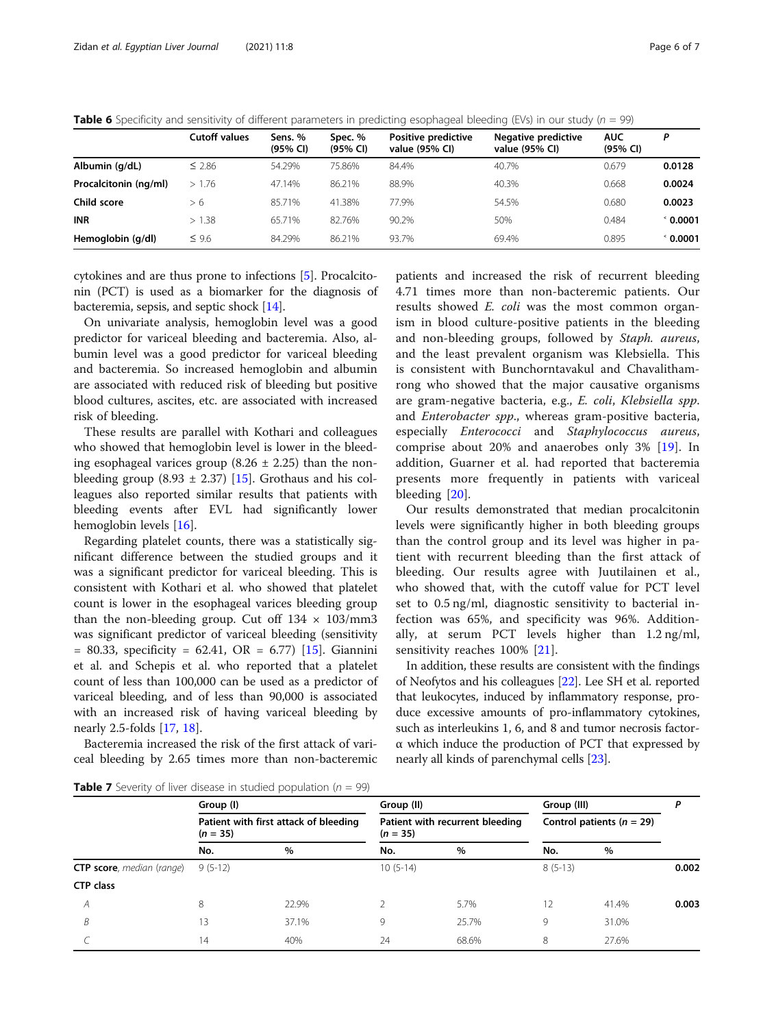**Table 6** Specificity and sensitivity of different parameters in predicting esophageal bleeding (EVs) in our study (n = 99)

| | Cutoff values | Sens. % (95% CI) | Spec. % (95% CI) | Positive predictive value (95% CI) | Negative predictive value (95% CI) | AUC (95% CI) | P |
|---|---|---|---|---|---|---|---|
| **Albumin (g/dL)** | ≤ 2.86 | 54.29% | 75.86% | 84.4% | 40.7% | 0.679 | **0.0128** |
| **Procalcitonin (ng/ml)** | > 1.76 | 47.14% | 86.21% | 88.9% | 40.3% | 0.668 | **0.0024** |
| **Child score** | > 6 | 85.71% | 41.38% | 77.9% | 54.5% | 0.680 | **0.0023** |
| **INR** | > 1.38 | 65.71% | 82.76% | 90.2% | 50% | 0.484 | **< 0.0001** |
| **Hemoglobin (g/dl)** | ≤ 9.6 | 84.29% | 86.21% | 93.7% | 69.4% | 0.895 | **< 0.0001** |

cytokines and are thus prone to infections [5]. Procalcitonin (PCT) is used as a biomarker for the diagnosis of bacteremia, sepsis, and septic shock [14].

On univariate analysis, hemoglobin level was a good predictor for variceal bleeding and bacteremia. Also, albumin level was a good predictor for variceal bleeding and bacteremia. So increased hemoglobin and albumin are associated with reduced risk of bleeding but positive blood cultures, ascites, etc. are associated with increased risk of bleeding.

These results are parallel with Kothari and colleagues who showed that hemoglobin level is lower in the bleeding esophageal varices group (8.26 ± 2.25) than the non-bleeding group (8.93 ± 2.37) [15]. Grothaus and his colleagues also reported similar results that patients with bleeding events after EVL had significantly lower hemoglobin levels [16].

Regarding platelet counts, there was a statistically significant difference between the studied groups and it was a significant predictor for variceal bleeding. This is consistent with Kothari et al. who showed that platelet count is lower in the esophageal varices bleeding group than the non-bleeding group. Cut off 134 × 103/mm3 was significant predictor of variceal bleeding (sensitivity = 80.33, specificity = 62.41, OR = 6.77) [15]. Giannini et al. and Schepis et al. who reported that a platelet count of less than 100,000 can be used as a predictor of variceal bleeding, and of less than 90,000 is associated with an increased risk of having variceal bleeding by nearly 2.5-folds [17, 18].

Bacteremia increased the risk of the first attack of variceal bleeding by 2.65 times more than non-bacteremic patients and increased the risk of recurrent bleeding 4.71 times more than non-bacteremic patients. Our results showed *E. coli* was the most common organism in blood culture-positive patients in the bleeding and non-bleeding groups, followed by *Staph. aureus*, and the least prevalent organism was Klebsiella. This is consistent with Bunchorntavakul and Chavalithamrong who showed that the major causative organisms are gram-negative bacteria, e.g., *E. coli*, *Klebsiella spp.* and *Enterobacter spp.*, whereas gram-positive bacteria, especially *Enterococci* and *Staphylococcus aureus*, comprise about 20% and anaerobes only 3% [19]. In addition, Guarner et al. had reported that bacteremia presents more frequently in patients with variceal bleeding [20].

Our results demonstrated that median procalcitonin levels were significantly higher in both bleeding groups than the control group and its level was higher in patient with recurrent bleeding than the first attack of bleeding. Our results agree with Juutilainen et al., who showed that, with the cutoff value for PCT level set to 0.5 ng/ml, diagnostic sensitivity to bacterial infection was 65%, and specificity was 96%. Additionally, at serum PCT levels higher than 1.2 ng/ml, sensitivity reaches 100% [21].

In addition, these results are consistent with the findings of Neofytos and his colleagues [22]. Lee SH et al. reported that leukocytes, induced by inflammatory response, produce excessive amounts of pro-inflammatory cytokines, such as interleukins 1, 6, and 8 and tumor necrosis factor-α which induce the production of PCT that expressed by nearly all kinds of parenchymal cells [23].

**Table 7** Severity of liver disease in studied population (n = 99)

| | Group (I) | | Group (II) | | Group (III) | | P |
|---|---|---|---|---|---|---|---|
| | Patient with first attack of bleeding (n = 35) | | Patient with recurrent bleeding (n = 35) | | Control patients (n = 29) | | |
| | No. | % | No. | % | No. | % | |
| **CTP score**, *median (range)* | 9 (5-12) | | 10 (5-14) | | 8 (5-13) | | **0.002** |
| **CTP class** | | | | | | | |
| *A* | 8 | 22.9% | 2 | 5.7% | 12 | 41.4% | **0.003** |
| *B* | 13 | 37.1% | 9 | 25.7% | 9 | 31.0% | |
| *C* | 14 | 40% | 24 | 68.6% | 8 | 27.6% | |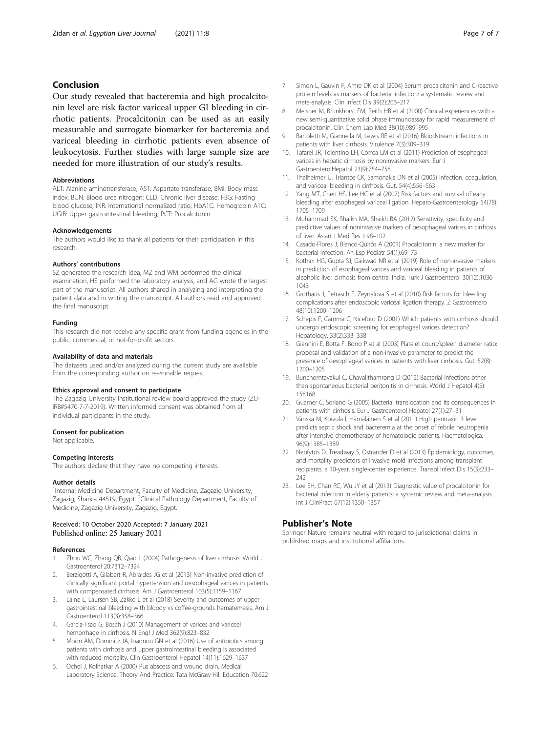## Conclusion

Our study revealed that bacteremia and high procalcitonin level are risk factor variceal upper GI bleeding in cirrhotic patients. Procalcitonin can be used as an easily measurable and surrogate biomarker for bacteremia and variceal bleeding in cirrhotic patients even absence of leukocytosis. Further studies with large sample size are needed for more illustration of our study's results.

#### Abbreviations

ALT: Alanine aminotransferase; AST: Aspartate transferase; BMI: Body mass index; BUN: Blood urea nitrogen; CLD: Chronic liver disease; FBG: Fasting blood glucose; INR: International normalized ratio; HbA1C: Hemoglobin A1C; UGIB: Upper gastrointestinal bleeding; PCT: Procalcitonin

#### Acknowledgements

The authors would like to thank all patients for their participation in this research.

#### Authors' contributions

SZ generated the research idea, MZ and WM performed the clinical examination, HS performed the laboratory analysis, and AG wrote the largest part of the manuscript. All authors shared in analyzing and interpreting the patient data and in writing the manuscript. All authors read and approved the final manuscript.

#### Funding

This research did not receive any specific grant from funding agencies in the public, commercial, or not-for-profit sectors.

#### Availability of data and materials

The datasets used and/or analyzed during the current study are available from the corresponding author on reasonable request.

#### Ethics approval and consent to participate

The Zagazig University institutional review board approved the study (ZU-IRB#5470-7-7-2019). Written informed consent was obtained from all individual participants in the study.

#### Consent for publication

Not applicable.

#### Competing interests

The authors declare that they have no competing interests.

#### Author details

[1]Internal Medicine Department, Faculty of Medicine, Zagazig University, Zagazig, Sharkia 44519, Egypt. [2]Clinical Pathology Department, Faculty of Medicine, Zagazig University, Zagazig, Egypt.

Received: 10 October 2020 Accepted: 7 January 2021
Published online: 25 January 2021

#### References

1. Zhou WC, Zhang QB, Qiao L (2004) Pathogenesis of liver cirrhosis. World J Gastroenterol 20:7312–7324
2. Berzigotti A, Gilabert R, Abraldes JG et al (2013) Non-invasive prediction of clinically significant portal hypertension and oesophageal varices in patients with compensated cirrhosis. Am J Gastroenterol 103(5):1159–1167
3. Laine L, Laursen SB, Zakko L et al (2018) Severity and outcomes of upper gastrointestinal bleeding with bloody vs coffee-grounds hematemesis. Am J Gastroenterol 113(3):358–366
4. Garcia-Tsao G, Bosch J (2010) Management of varices and variceal hemorrhage in cirrhosis. N Engl J Med 362(9):823–832
5. Moon AM, Dominitz JA, Ioannou GN et al (2016) Use of antibiotics among patients with cirrhosis and upper gastrointestinal bleeding is associated with reduced mortality. Clin Gastroenterol Hepatol 14(11):1629–1637
6. Ochei J, Kolhatkar A (2000) Pus abscess and wound drain. Medical Laboratory Science: Theory And Practice. Tata McGraw-Hill Education 70:622
7. Simon L, Gauvin F, Amre DK et al (2004) Serum procalcitonin and C-reactive protein levels as markers of bacterial infection: a systematic review and meta-analysis. Clin Infect Dis 39(2):206–217
8. Meisner M, Brunkhorst FM, Reith HB et al (2000) Clinical experiences with a new semi-quantitative solid phase immunoassay for rapid measurement of procalcitonin. Clin Chem Lab Med 38(10):989–995
9. Bartoletti M, Giannella M, Lewis RE et al (2016) Bloodstream infections in patients with liver cirrhosis. Virulence 7(3):309–319
10. Tafarel JR, Tolentino LH, Correa LM et al (2011) Prediction of esophageal varices in hepatic cirrhosis by noninvasive markers. Eur J GastroenterolHepatol 23(9):754–758
11. Thalheimer U, Triantos CK, Samonakis DN et al (2005) Infection, coagulation, and variceal bleeding in cirrhosis. Gut. 54(4):556–563
12. Yang MT, Chen HS, Lee HC et al (2007) Risk factors and survival of early bleeding after esophageal variceal ligation. Hepato-Gastroenterology 54(78): 1705–1709
13. Muhammad SK, Shaikh MA, Shaikh BA (2012) Sensitivity, specificity and predictive values of noninvasive markers of oesophageal varices in cirrhosis of liver. Asian J Med Res 1:98–102
14. Casado-Flores J, Blanco-Quirós A (2001) Procalcitonin: a new marker for bacterial infection. An Esp Pediatr 54(1):69–73
15. Kothari HG, Gupta SJ, Gaikwad NR et al (2019) Role of non-invasive markers in prediction of esophageal varices and variceal bleeding in patients of alcoholic liver cirrhosis from central India. Turk J Gastroenterol 30(12):1036–1043
16. Grothaus J, Petrasch F, Zeynalova S et al (2010) Risk factors for bleeding complications after endoscopic variceal ligation therapy. Z Gastroentero 48(10):1200–1206
17. Schepis F, Camma C, Niceforo D (2001) Which patients with cirrhosis should undergo endoscopic screening for esophageal varices detection? Hepatology. 33(2):333–338
18. Giannini E, Botta F, Borro P et al (2003) Platelet count/spleen diameter ratio: proposal and validation of a non-invasive parameter to predict the presence of oesophageal varices in patients with liver cirrhosis. Gut. 52(8): 1200–1205
19. Bunchorntavakul C, Chavalithamrong D (2012) Bacterial infections other than spontaneous bacterial peritonitis in cirrhosis. World J Hepatol 4(5): 158168
20. Guarner C, Soriano G (2005) Bacterial translocation and its consequences in patients with cirrhosis. Eur J Gastroenterol Hepatol 27(1):27–31
21. Vänskä M, Koivula I, Hämäläinen S et al (2011) High pentraxin 3 level predicts septic shock and bacteremia at the onset of febrile neutropenia after intensive chemotherapy of hematologic patients. Haematologica. 96(9):1385–1389
22. Neofytos D, Treadway S, Ostrander D et al (2013) Epidemiology, outcomes, and mortality predictors of invasive mold infections among transplant recipients: a 10-year, single-center experience. Transpl Infect Dis 15(3):233–242
23. Lee SH, Chan RC, Wu JY et al (2013) Diagnostic value of procalcitonin for bacterial infection in elderly patients: a systemic review and meta-analysis. Int J ClinPract 67(12):1350–1357

## Publisher's Note

Springer Nature remains neutral with regard to jurisdictional claims in published maps and institutional affiliations.